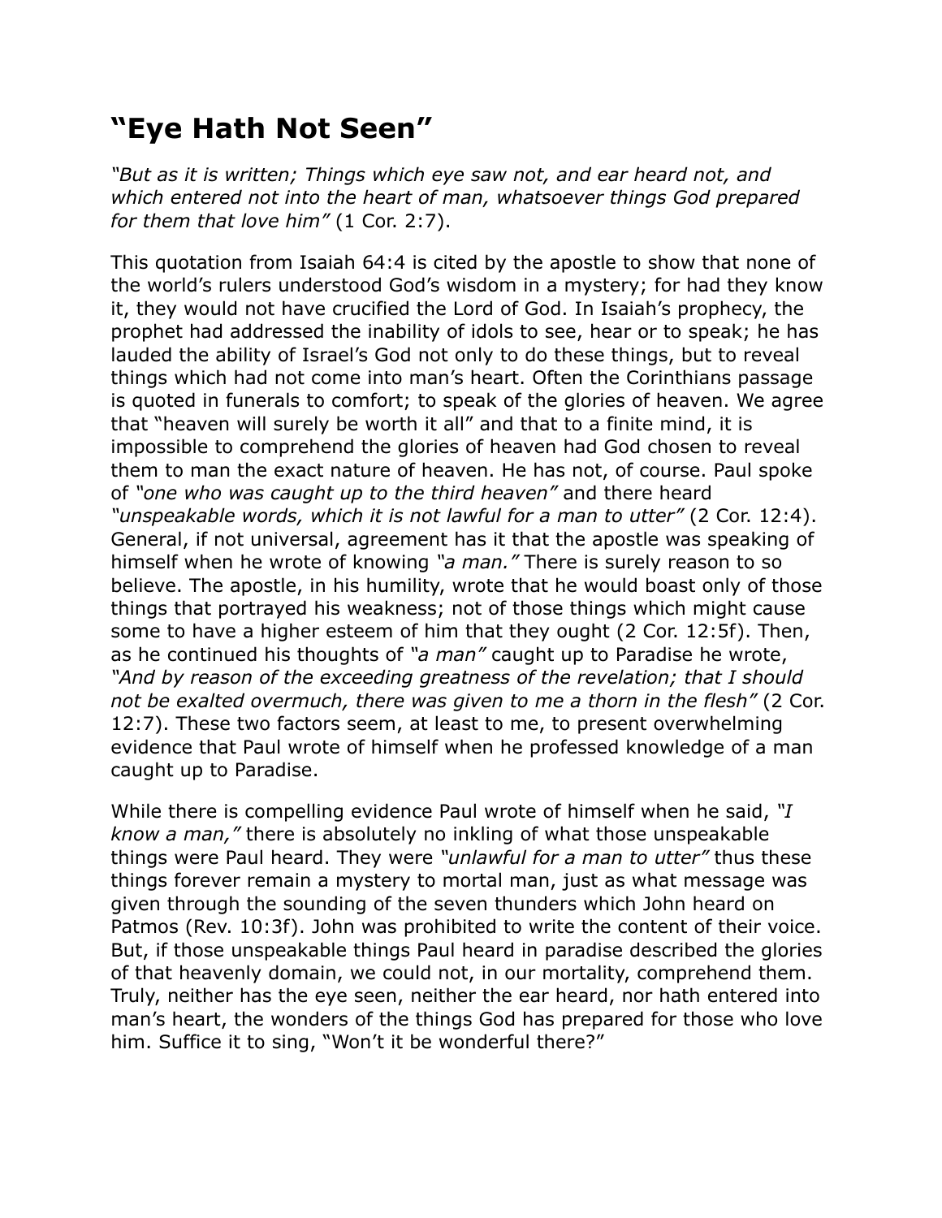# "Eye Hath Not Seen"

*"But as it is written; Things which eye saw not, and ear heard not, and which entered not into the heart of man, whatsoever things God prepared for them that love him"* (1 Cor. 2:7).

This quotation from Isaiah 64:4 is cited by the apostle to show that none of the world's rulers understood God's wisdom in a mystery; for had they know it, they would not have crucified the Lord of God. In Isaiah's prophecy, the prophet had addressed the inability of idols to see, hear or to speak; he has lauded the ability of Israel's God not only to do these things, but to reveal things which had not come into man's heart. Often the Corinthians passage is quoted in funerals to comfort; to speak of the glories of heaven. We agree that "heaven will surely be worth it all" and that to a finite mind, it is impossible to comprehend the glories of heaven had God chosen to reveal them to man the exact nature of heaven. He has not, of course. Paul spoke of *"one who was caught up to the third heaven"* and there heard *"unspeakable words, which it is not lawful for a man to utter"* (2 Cor. 12:4). General, if not universal, agreement has it that the apostle was speaking of himself when he wrote of knowing *"a man."* There is surely reason to so believe. The apostle, in his humility, wrote that he would boast only of those things that portrayed his weakness; not of those things which might cause some to have a higher esteem of him that they ought (2 Cor. 12:5f). Then, as he continued his thoughts of *"a man"* caught up to Paradise he wrote, *"And by reason of the exceeding greatness of the revelation; that I should not be exalted overmuch, there was given to me a thorn in the flesh"* (2 Cor. 12:7). These two factors seem, at least to me, to present overwhelming evidence that Paul wrote of himself when he professed knowledge of a man caught up to Paradise.

While there is compelling evidence Paul wrote of himself when he said, *"I know a man,"* there is absolutely no inkling of what those unspeakable things were Paul heard. They were *"unlawful for a man to utter"* thus these things forever remain a mystery to mortal man, just as what message was given through the sounding of the seven thunders which John heard on Patmos (Rev. 10:3f). John was prohibited to write the content of their voice. But, if those unspeakable things Paul heard in paradise described the glories of that heavenly domain, we could not, in our mortality, comprehend them. Truly, neither has the eye seen, neither the ear heard, nor hath entered into man's heart, the wonders of the things God has prepared for those who love him. Suffice it to sing, "Won't it be wonderful there?"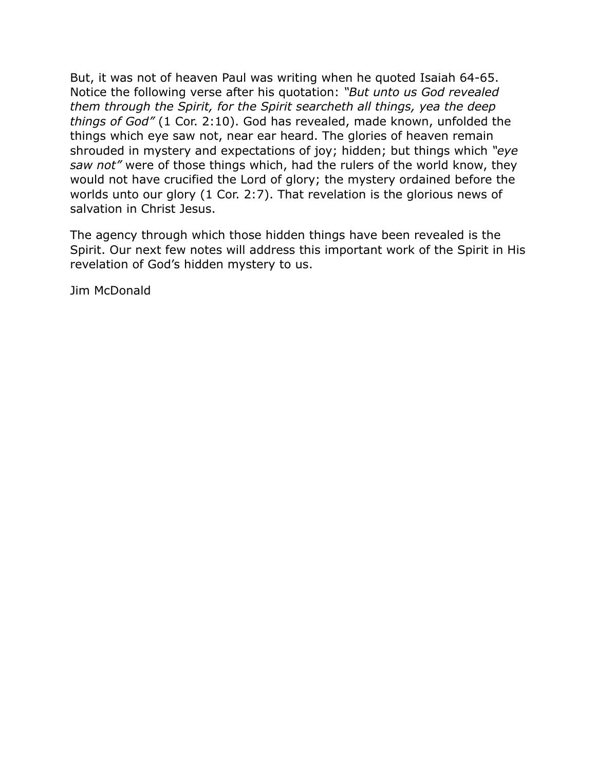But, it was not of heaven Paul was writing when he quoted Isaiah 64-65. Notice the following verse after his quotation: *"But unto us God revealed them through the Spirit, for the Spirit searcheth all things, yea the deep things of God"* (1 Cor. 2:10). God has revealed, made known, unfolded the things which eye saw not, near ear heard. The glories of heaven remain shrouded in mystery and expectations of joy; hidden; but things which *"eye saw not"* were of those things which, had the rulers of the world know, they would not have crucified the Lord of glory; the mystery ordained before the worlds unto our glory (1 Cor. 2:7). That revelation is the glorious news of salvation in Christ Jesus.

The agency through which those hidden things have been revealed is the Spirit. Our next few notes will address this important work of the Spirit in His revelation of God's hidden mystery to us.

Jim McDonald